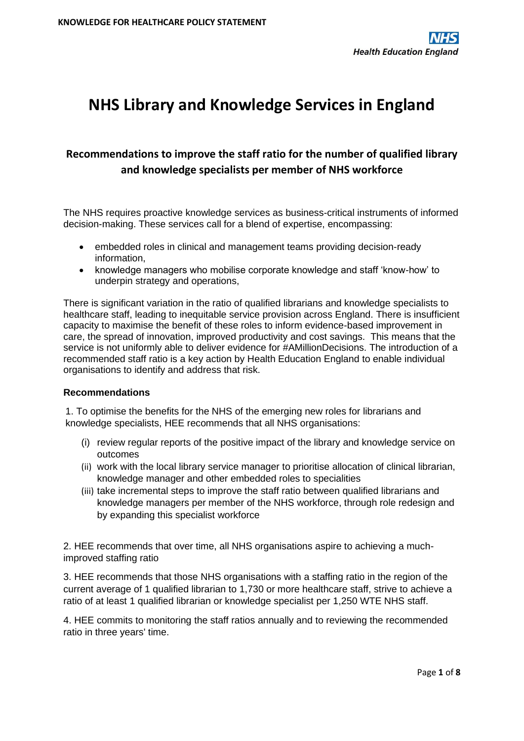# NHS Library and Knowledge Services in England

## Recommendations to improve the staff ratio for the number of qualified library and knowledge specialists per member of NHS workforce

The NHS requires proactive knowledge services as business-critical instruments of informed decision-making. These services call for a blend of expertise, encompassing:

- embedded roles in clinical and management teams providing decision-ready information,
- knowledge managers who mobilise corporate knowledge and staff 'know-how' to underpin strategy and operations,

There is significant variation in the ratio of qualified librarians and knowledge specialists to healthcare staff, leading to inequitable service provision across England. There is insufficient capacity to maximise the benefit of these roles to inform evidence-based improvement in care, the spread of innovation, improved productivity and cost savings. This means that the service is not uniformly able to deliver evidence for #AMillionDecisions. The introduction of a recommended staff ratio is a key action by Health Education England to enable individual organisations to identify and address that risk.

**Recommendations**

1. To optimise the benefits for the NHS of the emerging new roles for librarians and knowledge specialists, HEE recommends that all NHS organisations:

   (i) review regular reports of the positive impact of the library and knowledge service on outcomes

   (ii) work with the local library service manager to prioritise allocation of clinical librarian, knowledge manager and other embedded roles to specialities

   (iii) take incremental steps to improve the staff ratio between qualified librarians and knowledge managers per member of the NHS workforce, through role redesign and by expanding this specialist workforce

2. HEE recommends that over time, all NHS organisations aspire to achieving a much-improved staffing ratio

3. HEE recommends that those NHS organisations with a staffing ratio in the region of the current average of 1 qualified librarian to 1,730 or more healthcare staff, strive to achieve a ratio of at least 1 qualified librarian or knowledge specialist per 1,250 WTE NHS staff.

4. HEE commits to monitoring the staff ratios annually and to reviewing the recommended ratio in three years' time.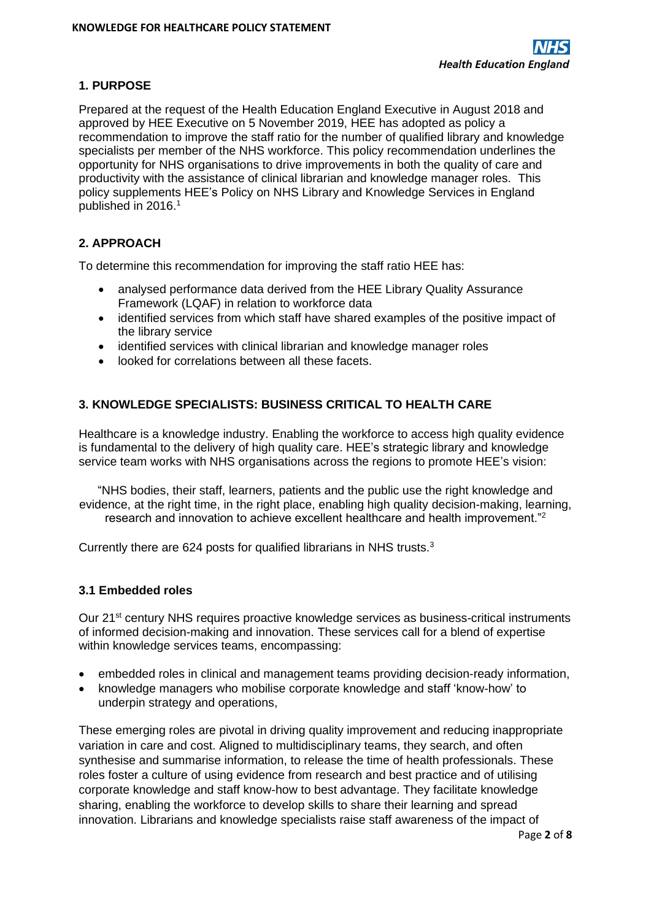## 1. PURPOSE

Prepared at the request of the Health Education England Executive in August 2018 and approved by HEE Executive on 5 November 2019, HEE has adopted as policy a recommendation to improve the staff ratio for the number of qualified library and knowledge specialists per member of the NHS workforce. This policy recommendation underlines the opportunity for NHS organisations to drive improvements in both the quality of care and productivity with the assistance of clinical librarian and knowledge manager roles. This policy supplements HEE's Policy on NHS Library and Knowledge Services in England published in 2016.[1]

## 2. APPROACH

To determine this recommendation for improving the staff ratio HEE has:

- analysed performance data derived from the HEE Library Quality Assurance Framework (LQAF) in relation to workforce data
- identified services from which staff have shared examples of the positive impact of the library service
- identified services with clinical librarian and knowledge manager roles
- looked for correlations between all these facets.

## 3. KNOWLEDGE SPECIALISTS: BUSINESS CRITICAL TO HEALTH CARE

Healthcare is a knowledge industry. Enabling the workforce to access high quality evidence is fundamental to the delivery of high quality care. HEE's strategic library and knowledge service team works with NHS organisations across the regions to promote HEE's vision:

> "NHS bodies, their staff, learners, patients and the public use the right knowledge and evidence, at the right time, in the right place, enabling high quality decision-making, learning, research and innovation to achieve excellent healthcare and health improvement."[2]

Currently there are 624 posts for qualified librarians in NHS trusts.[3]

### 3.1 Embedded roles

Our 21st century NHS requires proactive knowledge services as business-critical instruments of informed decision-making and innovation. These services call for a blend of expertise within knowledge services teams, encompassing:

- embedded roles in clinical and management teams providing decision-ready information,
- knowledge managers who mobilise corporate knowledge and staff 'know-how' to underpin strategy and operations,

These emerging roles are pivotal in driving quality improvement and reducing inappropriate variation in care and cost. Aligned to multidisciplinary teams, they search, and often synthesise and summarise information, to release the time of health professionals. These roles foster a culture of using evidence from research and best practice and of utilising corporate knowledge and staff know-how to best advantage. They facilitate knowledge sharing, enabling the workforce to develop skills to share their learning and spread innovation. Librarians and knowledge specialists raise staff awareness of the impact of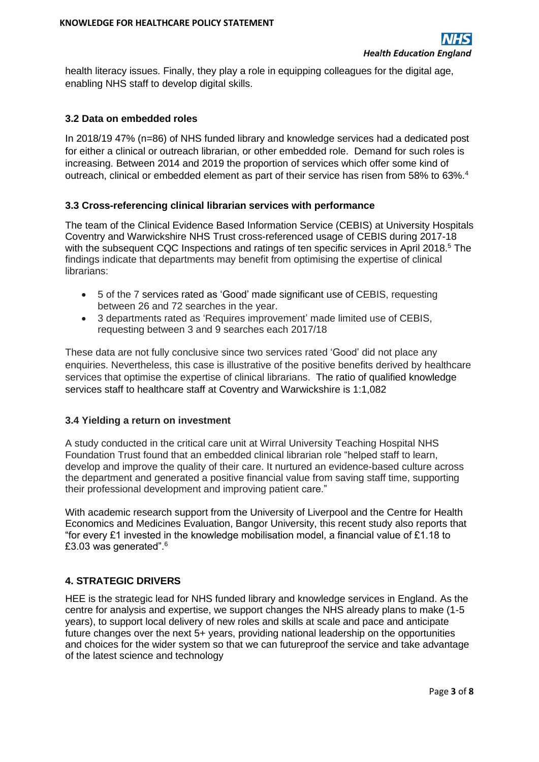health literacy issues. Finally, they play a role in equipping colleagues for the digital age, enabling NHS staff to develop digital skills.

### 3.2 Data on embedded roles

In 2018/19 47% (n=86) of NHS funded library and knowledge services had a dedicated post for either a clinical or outreach librarian, or other embedded role. Demand for such roles is increasing. Between 2014 and 2019 the proportion of services which offer some kind of outreach, clinical or embedded element as part of their service has risen from 58% to 63%.[4]

### 3.3 Cross-referencing clinical librarian services with performance

The team of the Clinical Evidence Based Information Service (CEBIS) at University Hospitals Coventry and Warwickshire NHS Trust cross-referenced usage of CEBIS during 2017-18 with the subsequent CQC Inspections and ratings of ten specific services in April 2018.[5] The findings indicate that departments may benefit from optimising the expertise of clinical librarians:

- 5 of the 7 services rated as 'Good' made significant use of CEBIS, requesting between 26 and 72 searches in the year.
- 3 departments rated as 'Requires improvement' made limited use of CEBIS, requesting between 3 and 9 searches each 2017/18

These data are not fully conclusive since two services rated 'Good' did not place any enquiries. Nevertheless, this case is illustrative of the positive benefits derived by healthcare services that optimise the expertise of clinical librarians. The ratio of qualified knowledge services staff to healthcare staff at Coventry and Warwickshire is 1:1,082

### 3.4 Yielding a return on investment

A study conducted in the critical care unit at Wirral University Teaching Hospital NHS Foundation Trust found that an embedded clinical librarian role "helped staff to learn, develop and improve the quality of their care. It nurtured an evidence-based culture across the department and generated a positive financial value from saving staff time, supporting their professional development and improving patient care."

With academic research support from the University of Liverpool and the Centre for Health Economics and Medicines Evaluation, Bangor University, this recent study also reports that "for every £1 invested in the knowledge mobilisation model, a financial value of £1.18 to £3.03 was generated".[6]

## 4. STRATEGIC DRIVERS

HEE is the strategic lead for NHS funded library and knowledge services in England. As the centre for analysis and expertise, we support changes the NHS already plans to make (1-5 years), to support local delivery of new roles and skills at scale and pace and anticipate future changes over the next 5+ years, providing national leadership on the opportunities and choices for the wider system so that we can futureproof the service and take advantage of the latest science and technology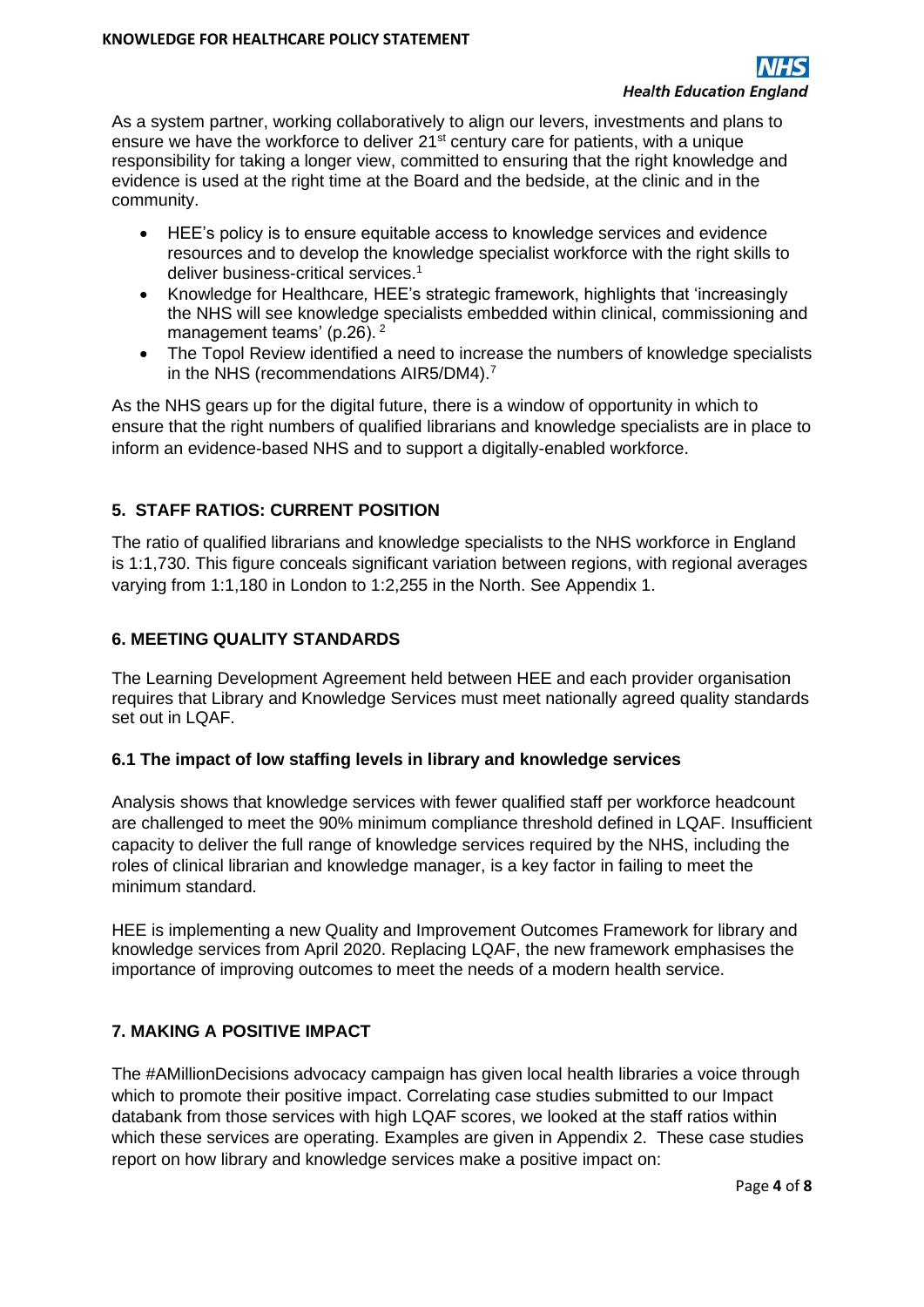As a system partner, working collaboratively to align our levers, investments and plans to ensure we have the workforce to deliver 21st century care for patients, with a unique responsibility for taking a longer view, committed to ensuring that the right knowledge and evidence is used at the right time at the Board and the bedside, at the clinic and in the community.

- HEE's policy is to ensure equitable access to knowledge services and evidence resources and to develop the knowledge specialist workforce with the right skills to deliver business-critical services.[1]
- Knowledge for Healthcare*,* HEE's strategic framework, highlights that 'increasingly the NHS will see knowledge specialists embedded within clinical, commissioning and management teams' (p.26). [2]
- The Topol Review identified a need to increase the numbers of knowledge specialists in the NHS (recommendations AIR5/DM4).[7]

As the NHS gears up for the digital future, there is a window of opportunity in which to ensure that the right numbers of qualified librarians and knowledge specialists are in place to inform an evidence-based NHS and to support a digitally-enabled workforce.

## 5. STAFF RATIOS: CURRENT POSITION

The ratio of qualified librarians and knowledge specialists to the NHS workforce in England is 1:1,730. This figure conceals significant variation between regions, with regional averages varying from 1:1,180 in London to 1:2,255 in the North. See Appendix 1.

## 6. MEETING QUALITY STANDARDS

The Learning Development Agreement held between HEE and each provider organisation requires that Library and Knowledge Services must meet nationally agreed quality standards set out in LQAF.

### 6.1 The impact of low staffing levels in library and knowledge services

Analysis shows that knowledge services with fewer qualified staff per workforce headcount are challenged to meet the 90% minimum compliance threshold defined in LQAF. Insufficient capacity to deliver the full range of knowledge services required by the NHS, including the roles of clinical librarian and knowledge manager, is a key factor in failing to meet the minimum standard.

HEE is implementing a new Quality and Improvement Outcomes Framework for library and knowledge services from April 2020. Replacing LQAF, the new framework emphasises the importance of improving outcomes to meet the needs of a modern health service.

## 7. MAKING A POSITIVE IMPACT

The #AMillionDecisions advocacy campaign has given local health libraries a voice through which to promote their positive impact. Correlating case studies submitted to our Impact databank from those services with high LQAF scores, we looked at the staff ratios within which these services are operating. Examples are given in Appendix 2. These case studies report on how library and knowledge services make a positive impact on: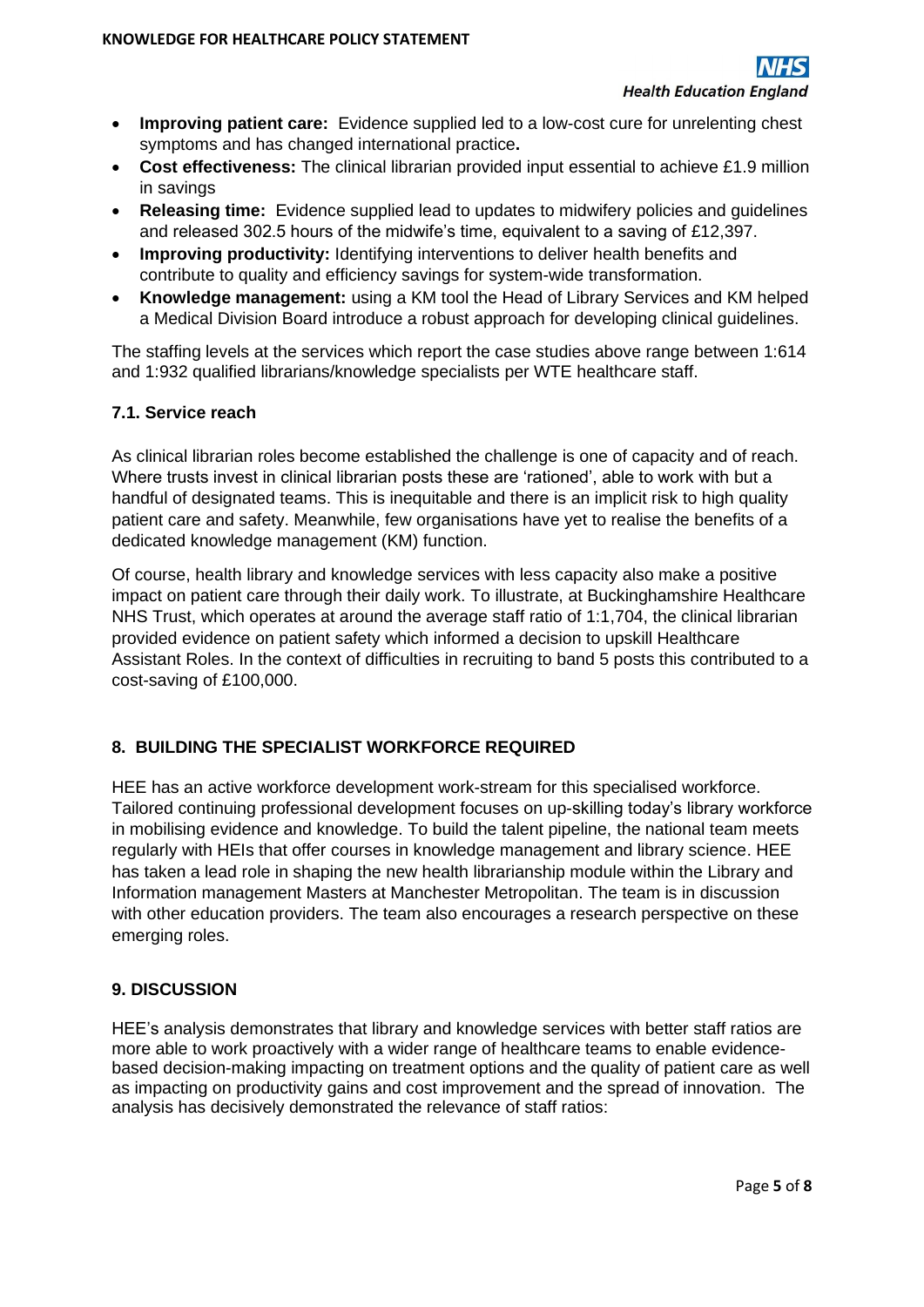- **Improving patient care:** Evidence supplied led to a low-cost cure for unrelenting chest symptoms and has changed international practice**.**
- **Cost effectiveness:** The clinical librarian provided input essential to achieve £1.9 million in savings
- **Releasing time:** Evidence supplied lead to updates to midwifery policies and guidelines and released 302.5 hours of the midwife's time, equivalent to a saving of £12,397.
- **Improving productivity:** Identifying interventions to deliver health benefits and contribute to quality and efficiency savings for system-wide transformation.
- **Knowledge management:** using a KM tool the Head of Library Services and KM helped a Medical Division Board introduce a robust approach for developing clinical guidelines.

The staffing levels at the services which report the case studies above range between 1:614 and 1:932 qualified librarians/knowledge specialists per WTE healthcare staff.

### 7.1. Service reach

As clinical librarian roles become established the challenge is one of capacity and of reach. Where trusts invest in clinical librarian posts these are 'rationed', able to work with but a handful of designated teams. This is inequitable and there is an implicit risk to high quality patient care and safety. Meanwhile, few organisations have yet to realise the benefits of a dedicated knowledge management (KM) function.

Of course, health library and knowledge services with less capacity also make a positive impact on patient care through their daily work. To illustrate, at Buckinghamshire Healthcare NHS Trust, which operates at around the average staff ratio of 1:1,704, the clinical librarian provided evidence on patient safety which informed a decision to upskill Healthcare Assistant Roles. In the context of difficulties in recruiting to band 5 posts this contributed to a cost-saving of £100,000.

## 8. BUILDING THE SPECIALIST WORKFORCE REQUIRED

HEE has an active workforce development work-stream for this specialised workforce. Tailored continuing professional development focuses on up-skilling today's library workforce in mobilising evidence and knowledge. To build the talent pipeline, the national team meets regularly with HEIs that offer courses in knowledge management and library science. HEE has taken a lead role in shaping the new health librarianship module within the Library and Information management Masters at Manchester Metropolitan. The team is in discussion with other education providers. The team also encourages a research perspective on these emerging roles.

## 9. DISCUSSION

HEE's analysis demonstrates that library and knowledge services with better staff ratios are more able to work proactively with a wider range of healthcare teams to enable evidence-based decision-making impacting on treatment options and the quality of patient care as well as impacting on productivity gains and cost improvement and the spread of innovation. The analysis has decisively demonstrated the relevance of staff ratios: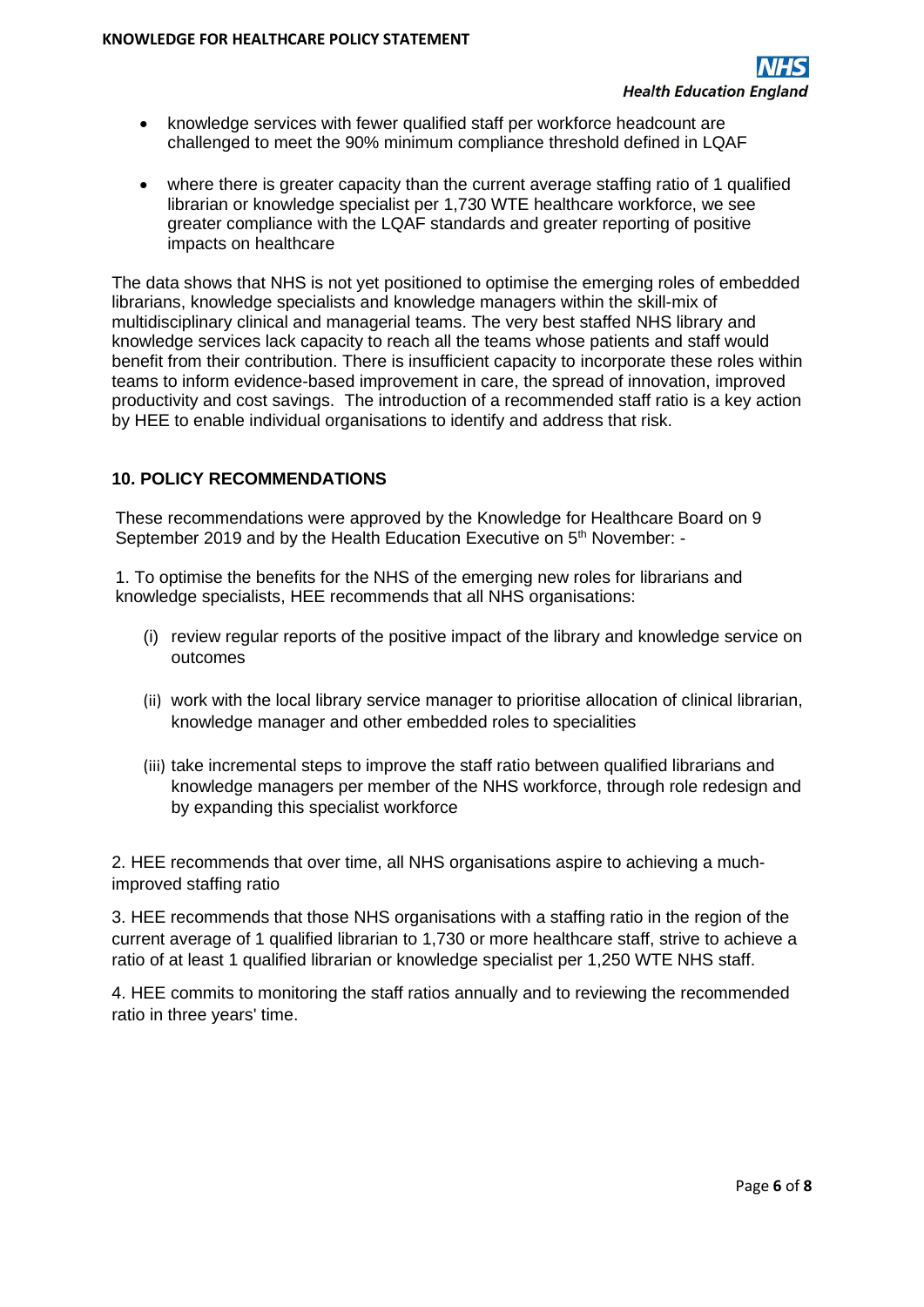- knowledge services with fewer qualified staff per workforce headcount are challenged to meet the 90% minimum compliance threshold defined in LQAF
- where there is greater capacity than the current average staffing ratio of 1 qualified librarian or knowledge specialist per 1,730 WTE healthcare workforce, we see greater compliance with the LQAF standards and greater reporting of positive impacts on healthcare

The data shows that NHS is not yet positioned to optimise the emerging roles of embedded librarians, knowledge specialists and knowledge managers within the skill-mix of multidisciplinary clinical and managerial teams. The very best staffed NHS library and knowledge services lack capacity to reach all the teams whose patients and staff would benefit from their contribution. There is insufficient capacity to incorporate these roles within teams to inform evidence-based improvement in care, the spread of innovation, improved productivity and cost savings. The introduction of a recommended staff ratio is a key action by HEE to enable individual organisations to identify and address that risk.

## 10. POLICY RECOMMENDATIONS

These recommendations were approved by the Knowledge for Healthcare Board on 9 September 2019 and by the Health Education Executive on 5th November: -

1. To optimise the benefits for the NHS of the emerging new roles for librarians and knowledge specialists, HEE recommends that all NHS organisations:

   (i) review regular reports of the positive impact of the library and knowledge service on outcomes

   (ii) work with the local library service manager to prioritise allocation of clinical librarian, knowledge manager and other embedded roles to specialities

   (iii) take incremental steps to improve the staff ratio between qualified librarians and knowledge managers per member of the NHS workforce, through role redesign and by expanding this specialist workforce

2. HEE recommends that over time, all NHS organisations aspire to achieving a much-improved staffing ratio

3. HEE recommends that those NHS organisations with a staffing ratio in the region of the current average of 1 qualified librarian to 1,730 or more healthcare staff, strive to achieve a ratio of at least 1 qualified librarian or knowledge specialist per 1,250 WTE NHS staff.

4. HEE commits to monitoring the staff ratios annually and to reviewing the recommended ratio in three years' time.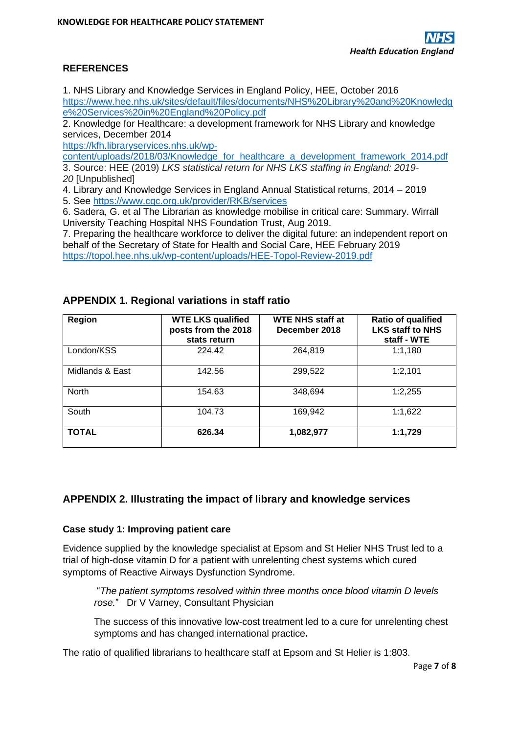## REFERENCES

1. NHS Library and Knowledge Services in England Policy, HEE, October 2016 https://www.hee.nhs.uk/sites/default/files/documents/NHS%20Library%20and%20Knowledge%20Services%20in%20England%20Policy.pdf
2. Knowledge for Healthcare: a development framework for NHS Library and knowledge services, December 2014 https://kfh.libraryservices.nhs.uk/wp-content/uploads/2018/03/Knowledge_for_healthcare_a_development_framework_2014.pdf
3. Source: HEE (2019) *LKS statistical return for NHS LKS staffing in England: 2019-20* [Unpublished]
4. Library and Knowledge Services in England Annual Statistical returns, 2014 – 2019
5. See https://www.cqc.org.uk/provider/RKB/services
6. Sadera, G. et al The Librarian as knowledge mobilise in critical care: Summary. Wirrall University Teaching Hospital NHS Foundation Trust, Aug 2019.
7. Preparing the healthcare workforce to deliver the digital future: an independent report on behalf of the Secretary of State for Health and Social Care, HEE February 2019 https://topol.hee.nhs.uk/wp-content/uploads/HEE-Topol-Review-2019.pdf

## APPENDIX 1. Regional variations in staff ratio

| Region | WTE LKS qualified posts from the 2018 stats return | WTE NHS staff at December 2018 | Ratio of qualified LKS staff to NHS staff - WTE |
|---|---|---|---|
| London/KSS | 224.42 | 264,819 | 1:1,180 |
| Midlands & East | 142.56 | 299,522 | 1:2,101 |
| North | 154.63 | 348,694 | 1:2,255 |
| South | 104.73 | 169,942 | 1:1,622 |
| **TOTAL** | **626.34** | **1,082,977** | **1:1,729** |

## APPENDIX 2. Illustrating the impact of library and knowledge services

### Case study 1: Improving patient care

Evidence supplied by the knowledge specialist at Epsom and St Helier NHS Trust led to a trial of high-dose vitamin D for a patient with unrelenting chest systems which cured symptoms of Reactive Airways Dysfunction Syndrome.

> "*The patient symptoms resolved within three months once blood vitamin D levels rose.*" Dr V Varney, Consultant Physician
>
> The success of this innovative low-cost treatment led to a cure for unrelenting chest symptoms and has changed international practice**.**

The ratio of qualified librarians to healthcare staff at Epsom and St Helier is 1:803.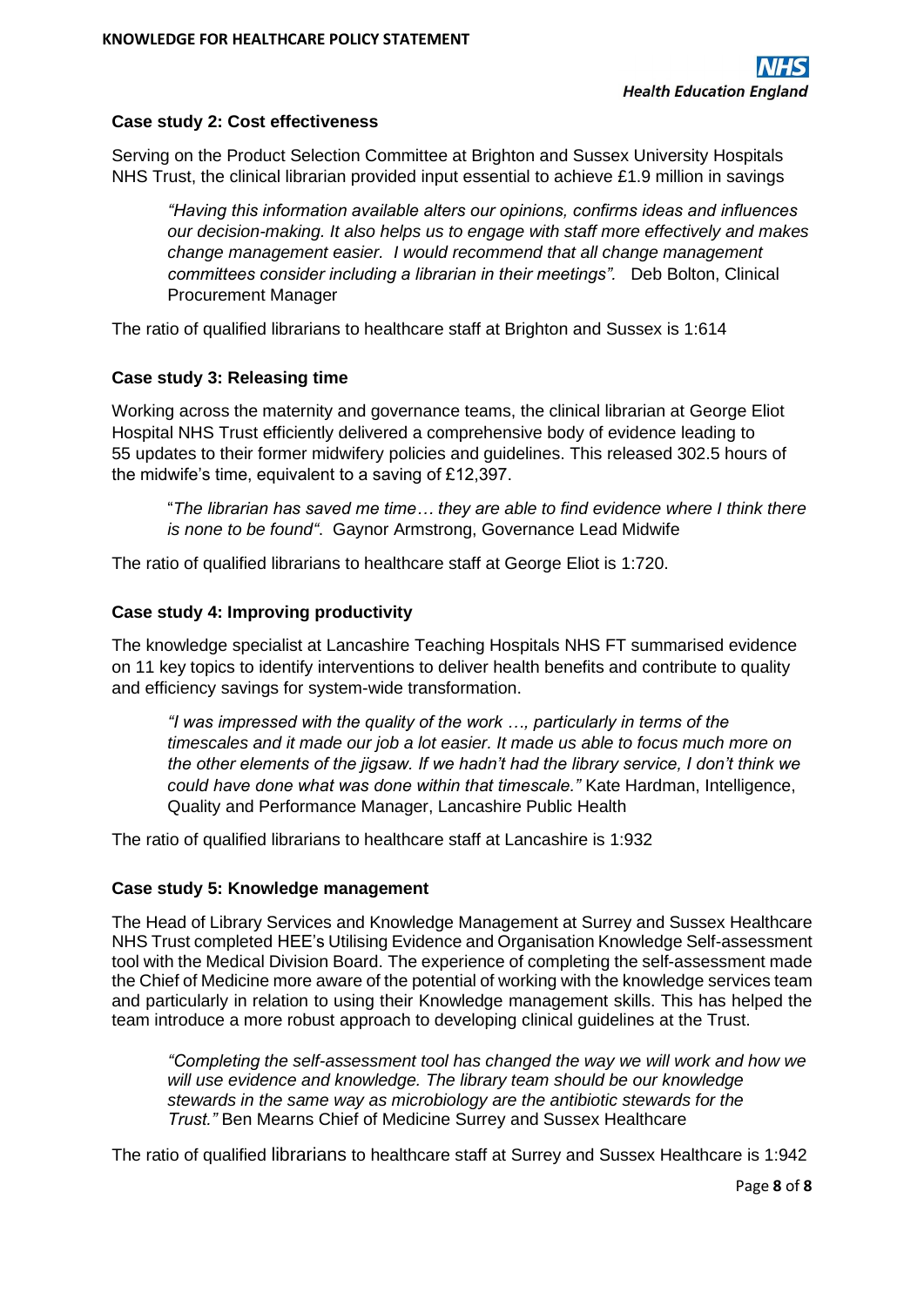### Case study 2: Cost effectiveness

Serving on the Product Selection Committee at Brighton and Sussex University Hospitals NHS Trust, the clinical librarian provided input essential to achieve £1.9 million in savings

> *"Having this information available alters our opinions, confirms ideas and influences our decision-making. It also helps us to engage with staff more effectively and makes change management easier. I would recommend that all change management committees consider including a librarian in their meetings".* Deb Bolton, Clinical Procurement Manager

The ratio of qualified librarians to healthcare staff at Brighton and Sussex is 1:614

### Case study 3: Releasing time

Working across the maternity and governance teams, the clinical librarian at George Eliot Hospital NHS Trust efficiently delivered a comprehensive body of evidence leading to 55 updates to their former midwifery policies and guidelines. This released 302.5 hours of the midwife's time, equivalent to a saving of £12,397.

> "*The librarian has saved me time… they are able to find evidence where I think there is none to be found"*. Gaynor Armstrong, Governance Lead Midwife

The ratio of qualified librarians to healthcare staff at George Eliot is 1:720.

### Case study 4: Improving productivity

The knowledge specialist at Lancashire Teaching Hospitals NHS FT summarised evidence on 11 key topics to identify interventions to deliver health benefits and contribute to quality and efficiency savings for system-wide transformation.

> *"I was impressed with the quality of the work …, particularly in terms of the timescales and it made our job a lot easier. It made us able to focus much more on the other elements of the jigsaw. If we hadn't had the library service, I don't think we could have done what was done within that timescale."* Kate Hardman, Intelligence, Quality and Performance Manager, Lancashire Public Health

The ratio of qualified librarians to healthcare staff at Lancashire is 1:932

### Case study 5: Knowledge management

The Head of Library Services and Knowledge Management at Surrey and Sussex Healthcare NHS Trust completed HEE's Utilising Evidence and Organisation Knowledge Self-assessment tool with the Medical Division Board. The experience of completing the self-assessment made the Chief of Medicine more aware of the potential of working with the knowledge services team and particularly in relation to using their Knowledge management skills. This has helped the team introduce a more robust approach to developing clinical guidelines at the Trust.

> *"Completing the self-assessment tool has changed the way we will work and how we will use evidence and knowledge. The library team should be our knowledge stewards in the same way as microbiology are the antibiotic stewards for the Trust."* Ben Mearns Chief of Medicine Surrey and Sussex Healthcare

The ratio of qualified librarians to healthcare staff at Surrey and Sussex Healthcare is 1:942